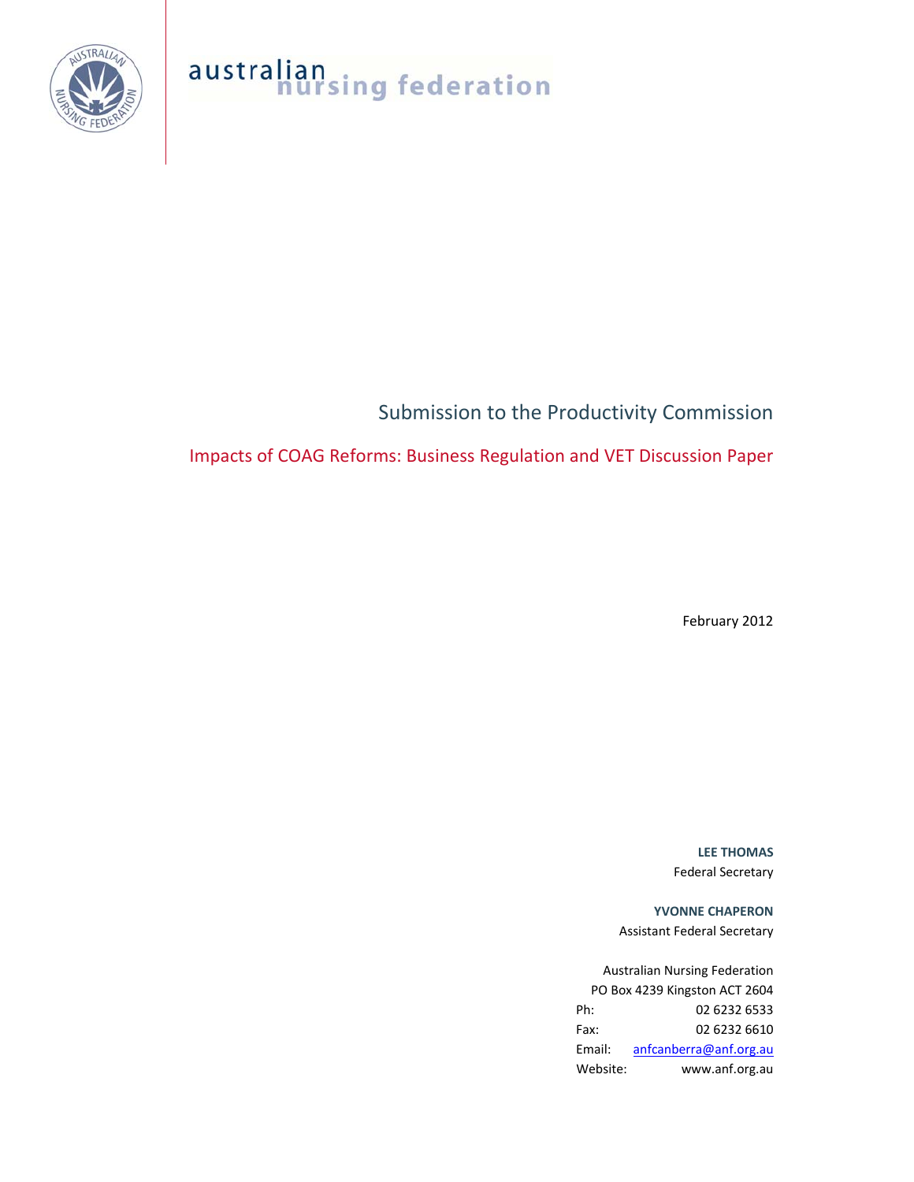australian nursing federation

# Submission to the Productivity Commission

## Impacts of COAG Reforms: Business Regulation and VET Discussion Paper

February 2012

**LEE THOMAS**
Federal Secretary

**YVONNE CHAPERON**
Assistant Federal Secretary

Australian Nursing Federation
PO Box 4239 Kingston ACT 2604

Ph: 02 6232 6533
Fax: 02 6232 6610
Email: anfcanberra@anf.org.au
Website: www.anf.org.au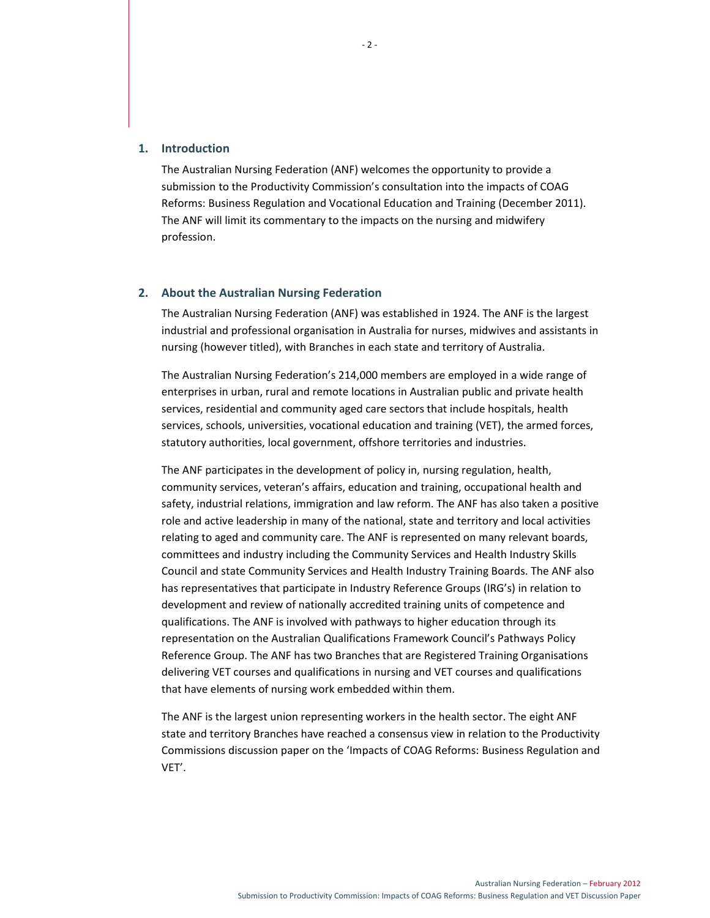## 1. Introduction

The Australian Nursing Federation (ANF) welcomes the opportunity to provide a submission to the Productivity Commission's consultation into the impacts of COAG Reforms: Business Regulation and Vocational Education and Training (December 2011). The ANF will limit its commentary to the impacts on the nursing and midwifery profession.

## 2. About the Australian Nursing Federation

The Australian Nursing Federation (ANF) was established in 1924. The ANF is the largest industrial and professional organisation in Australia for nurses, midwives and assistants in nursing (however titled), with Branches in each state and territory of Australia.

The Australian Nursing Federation's 214,000 members are employed in a wide range of enterprises in urban, rural and remote locations in Australian public and private health services, residential and community aged care sectors that include hospitals, health services, schools, universities, vocational education and training (VET), the armed forces, statutory authorities, local government, offshore territories and industries.

The ANF participates in the development of policy in, nursing regulation, health, community services, veteran's affairs, education and training, occupational health and safety, industrial relations, immigration and law reform. The ANF has also taken a positive role and active leadership in many of the national, state and territory and local activities relating to aged and community care. The ANF is represented on many relevant boards, committees and industry including the Community Services and Health Industry Skills Council and state Community Services and Health Industry Training Boards. The ANF also has representatives that participate in Industry Reference Groups (IRG's) in relation to development and review of nationally accredited training units of competence and qualifications. The ANF is involved with pathways to higher education through its representation on the Australian Qualifications Framework Council's Pathways Policy Reference Group. The ANF has two Branches that are Registered Training Organisations delivering VET courses and qualifications in nursing and VET courses and qualifications that have elements of nursing work embedded within them.

The ANF is the largest union representing workers in the health sector. The eight ANF state and territory Branches have reached a consensus view in relation to the Productivity Commissions discussion paper on the 'Impacts of COAG Reforms: Business Regulation and VET'.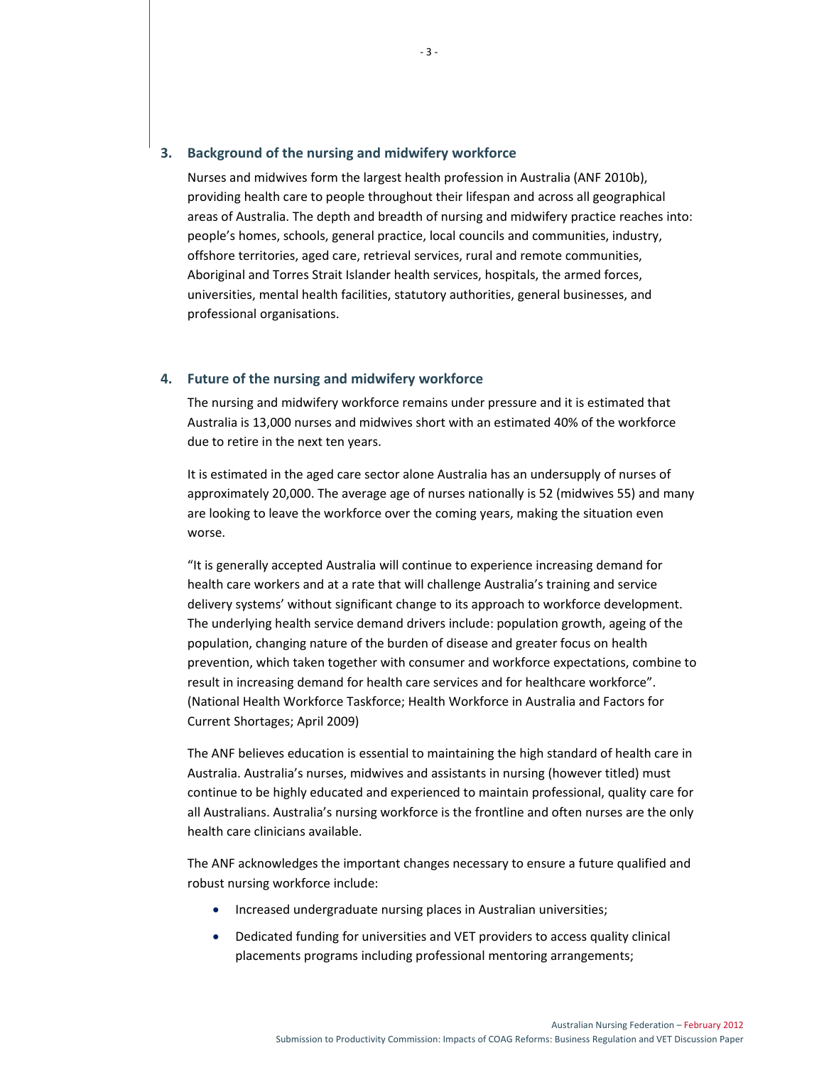## 3. Background of the nursing and midwifery workforce

Nurses and midwives form the largest health profession in Australia (ANF 2010b), providing health care to people throughout their lifespan and across all geographical areas of Australia. The depth and breadth of nursing and midwifery practice reaches into: people's homes, schools, general practice, local councils and communities, industry, offshore territories, aged care, retrieval services, rural and remote communities, Aboriginal and Torres Strait Islander health services, hospitals, the armed forces, universities, mental health facilities, statutory authorities, general businesses, and professional organisations.

## 4. Future of the nursing and midwifery workforce

The nursing and midwifery workforce remains under pressure and it is estimated that Australia is 13,000 nurses and midwives short with an estimated 40% of the workforce due to retire in the next ten years.

It is estimated in the aged care sector alone Australia has an undersupply of nurses of approximately 20,000. The average age of nurses nationally is 52 (midwives 55) and many are looking to leave the workforce over the coming years, making the situation even worse.

"It is generally accepted Australia will continue to experience increasing demand for health care workers and at a rate that will challenge Australia's training and service delivery systems' without significant change to its approach to workforce development. The underlying health service demand drivers include: population growth, ageing of the population, changing nature of the burden of disease and greater focus on health prevention, which taken together with consumer and workforce expectations, combine to result in increasing demand for health care services and for healthcare workforce". (National Health Workforce Taskforce; Health Workforce in Australia and Factors for Current Shortages; April 2009)

The ANF believes education is essential to maintaining the high standard of health care in Australia. Australia's nurses, midwives and assistants in nursing (however titled) must continue to be highly educated and experienced to maintain professional, quality care for all Australians. Australia's nursing workforce is the frontline and often nurses are the only health care clinicians available.

The ANF acknowledges the important changes necessary to ensure a future qualified and robust nursing workforce include:

- Increased undergraduate nursing places in Australian universities;
- Dedicated funding for universities and VET providers to access quality clinical placements programs including professional mentoring arrangements;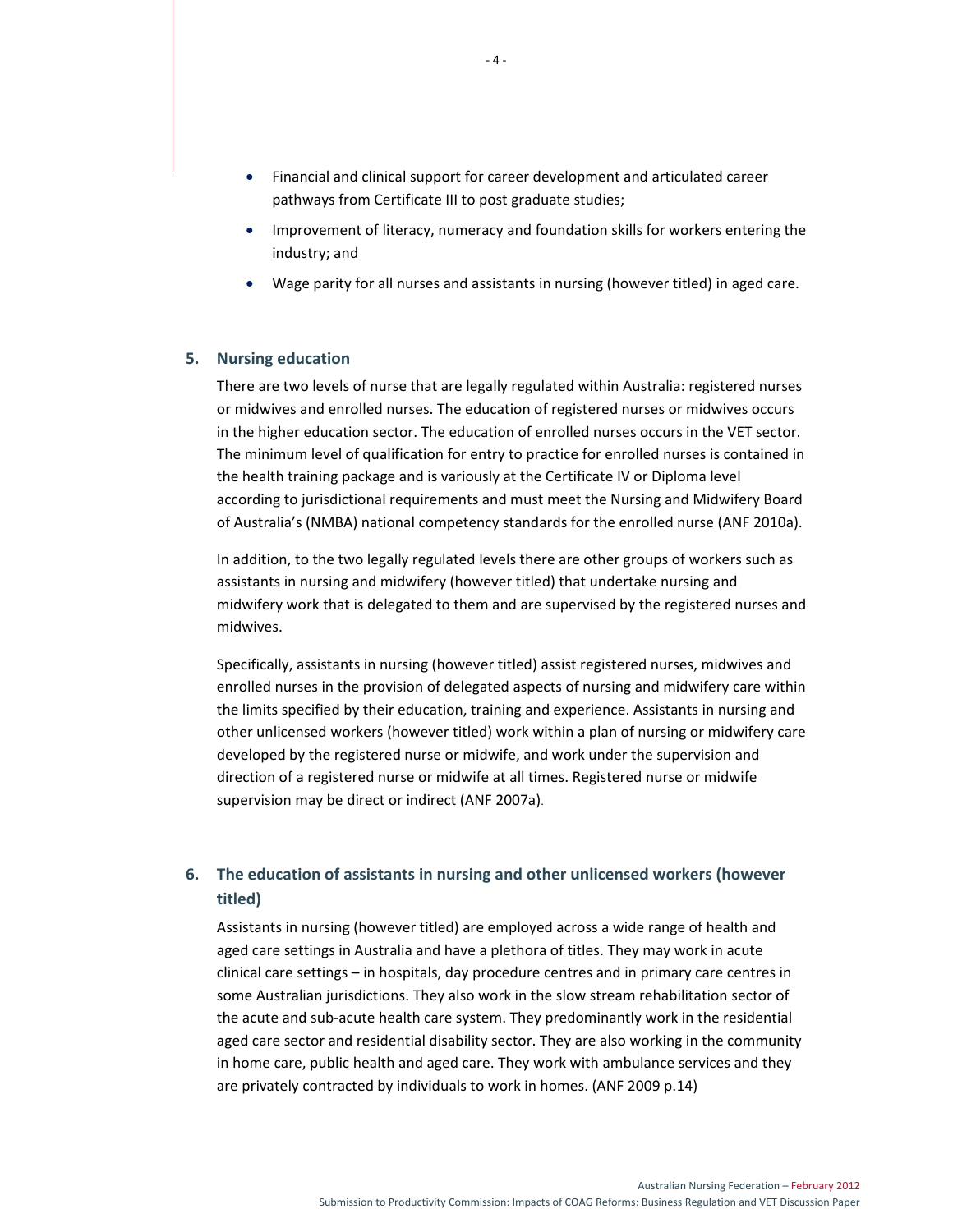- Financial and clinical support for career development and articulated career pathways from Certificate III to post graduate studies;
- Improvement of literacy, numeracy and foundation skills for workers entering the industry; and
- Wage parity for all nurses and assistants in nursing (however titled) in aged care.

## 5. Nursing education

There are two levels of nurse that are legally regulated within Australia: registered nurses or midwives and enrolled nurses. The education of registered nurses or midwives occurs in the higher education sector. The education of enrolled nurses occurs in the VET sector. The minimum level of qualification for entry to practice for enrolled nurses is contained in the health training package and is variously at the Certificate IV or Diploma level according to jurisdictional requirements and must meet the Nursing and Midwifery Board of Australia's (NMBA) national competency standards for the enrolled nurse (ANF 2010a).

In addition, to the two legally regulated levels there are other groups of workers such as assistants in nursing and midwifery (however titled) that undertake nursing and midwifery work that is delegated to them and are supervised by the registered nurses and midwives.

Specifically, assistants in nursing (however titled) assist registered nurses, midwives and enrolled nurses in the provision of delegated aspects of nursing and midwifery care within the limits specified by their education, training and experience. Assistants in nursing and other unlicensed workers (however titled) work within a plan of nursing or midwifery care developed by the registered nurse or midwife, and work under the supervision and direction of a registered nurse or midwife at all times. Registered nurse or midwife supervision may be direct or indirect (ANF 2007a).

## 6. The education of assistants in nursing and other unlicensed workers (however titled)

Assistants in nursing (however titled) are employed across a wide range of health and aged care settings in Australia and have a plethora of titles. They may work in acute clinical care settings – in hospitals, day procedure centres and in primary care centres in some Australian jurisdictions. They also work in the slow stream rehabilitation sector of the acute and sub-acute health care system. They predominantly work in the residential aged care sector and residential disability sector. They are also working in the community in home care, public health and aged care. They work with ambulance services and they are privately contracted by individuals to work in homes. (ANF 2009 p.14)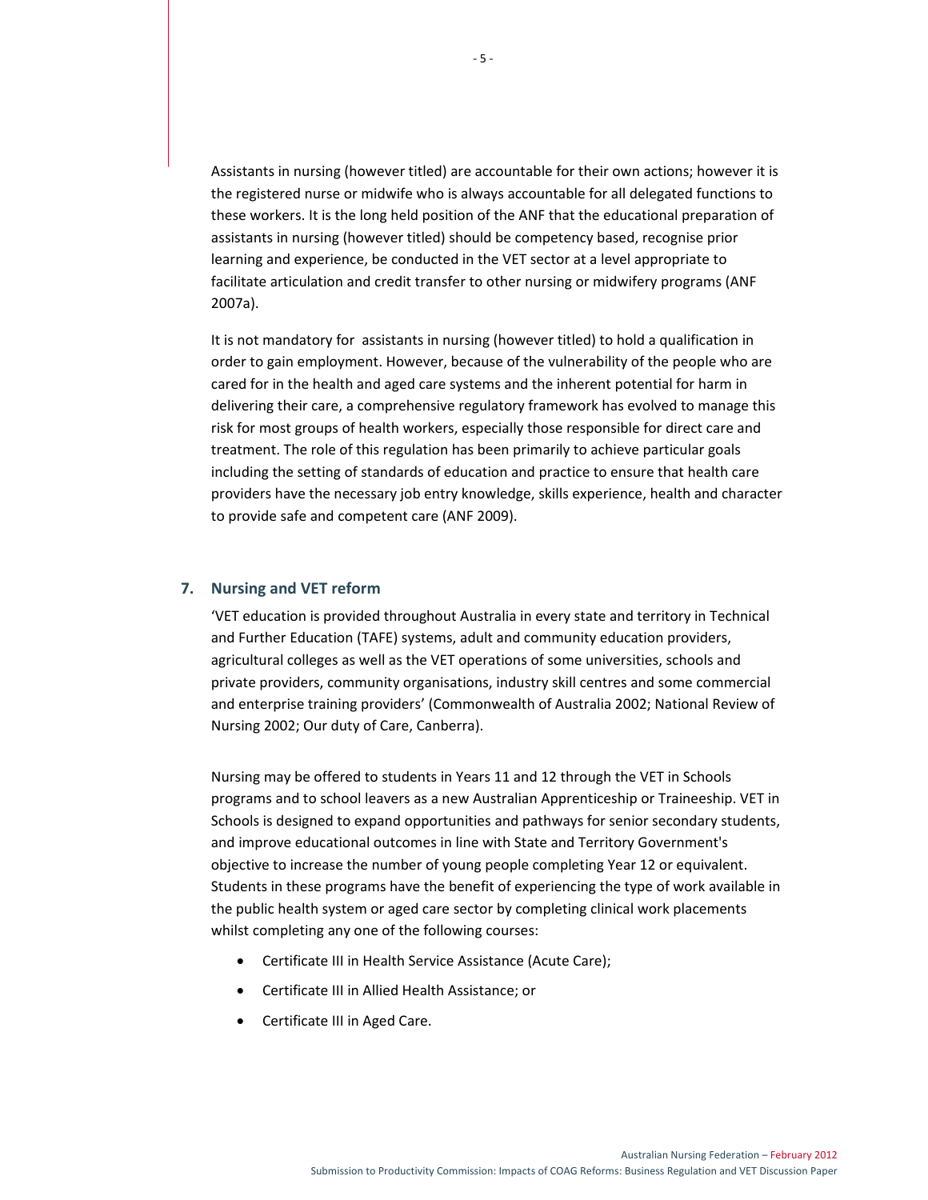Assistants in nursing (however titled) are accountable for their own actions; however it is the registered nurse or midwife who is always accountable for all delegated functions to these workers. It is the long held position of the ANF that the educational preparation of assistants in nursing (however titled) should be competency based, recognise prior learning and experience, be conducted in the VET sector at a level appropriate to facilitate articulation and credit transfer to other nursing or midwifery programs (ANF 2007a).

It is not mandatory for assistants in nursing (however titled) to hold a qualification in order to gain employment. However, because of the vulnerability of the people who are cared for in the health and aged care systems and the inherent potential for harm in delivering their care, a comprehensive regulatory framework has evolved to manage this risk for most groups of health workers, especially those responsible for direct care and treatment. The role of this regulation has been primarily to achieve particular goals including the setting of standards of education and practice to ensure that health care providers have the necessary job entry knowledge, skills experience, health and character to provide safe and competent care (ANF 2009).

## 7. Nursing and VET reform

'VET education is provided throughout Australia in every state and territory in Technical and Further Education (TAFE) systems, adult and community education providers, agricultural colleges as well as the VET operations of some universities, schools and private providers, community organisations, industry skill centres and some commercial and enterprise training providers' (Commonwealth of Australia 2002; National Review of Nursing 2002; Our duty of Care, Canberra).

Nursing may be offered to students in Years 11 and 12 through the VET in Schools programs and to school leavers as a new Australian Apprenticeship or Traineeship. VET in Schools is designed to expand opportunities and pathways for senior secondary students, and improve educational outcomes in line with State and Territory Government's objective to increase the number of young people completing Year 12 or equivalent. Students in these programs have the benefit of experiencing the type of work available in the public health system or aged care sector by completing clinical work placements whilst completing any one of the following courses:

- Certificate III in Health Service Assistance (Acute Care);
- Certificate III in Allied Health Assistance; or
- Certificate III in Aged Care.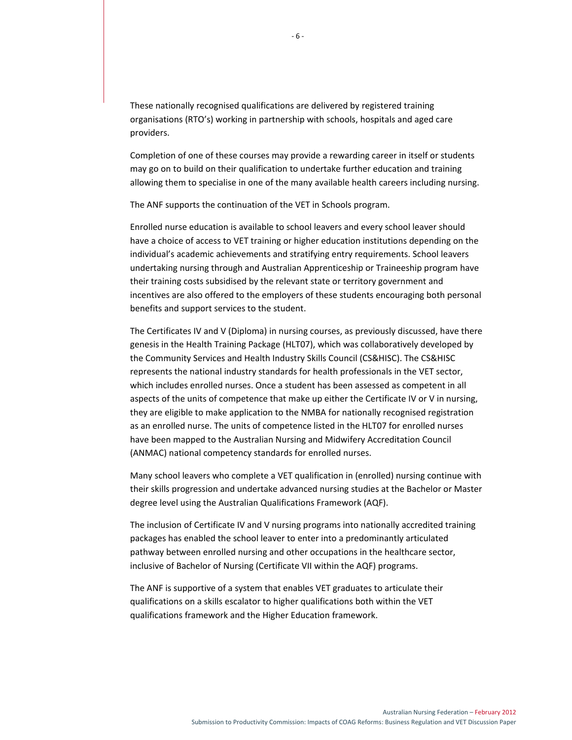These nationally recognised qualifications are delivered by registered training organisations (RTO's) working in partnership with schools, hospitals and aged care providers.

Completion of one of these courses may provide a rewarding career in itself or students may go on to build on their qualification to undertake further education and training allowing them to specialise in one of the many available health careers including nursing.

The ANF supports the continuation of the VET in Schools program.

Enrolled nurse education is available to school leavers and every school leaver should have a choice of access to VET training or higher education institutions depending on the individual's academic achievements and stratifying entry requirements. School leavers undertaking nursing through and Australian Apprenticeship or Traineeship program have their training costs subsidised by the relevant state or territory government and incentives are also offered to the employers of these students encouraging both personal benefits and support services to the student.

The Certificates IV and V (Diploma) in nursing courses, as previously discussed, have there genesis in the Health Training Package (HLT07), which was collaboratively developed by the Community Services and Health Industry Skills Council (CS&HISC). The CS&HISC represents the national industry standards for health professionals in the VET sector, which includes enrolled nurses. Once a student has been assessed as competent in all aspects of the units of competence that make up either the Certificate IV or V in nursing, they are eligible to make application to the NMBA for nationally recognised registration as an enrolled nurse. The units of competence listed in the HLT07 for enrolled nurses have been mapped to the Australian Nursing and Midwifery Accreditation Council (ANMAC) national competency standards for enrolled nurses.

Many school leavers who complete a VET qualification in (enrolled) nursing continue with their skills progression and undertake advanced nursing studies at the Bachelor or Master degree level using the Australian Qualifications Framework (AQF).

The inclusion of Certificate IV and V nursing programs into nationally accredited training packages has enabled the school leaver to enter into a predominantly articulated pathway between enrolled nursing and other occupations in the healthcare sector, inclusive of Bachelor of Nursing (Certificate VII within the AQF) programs.

The ANF is supportive of a system that enables VET graduates to articulate their qualifications on a skills escalator to higher qualifications both within the VET qualifications framework and the Higher Education framework.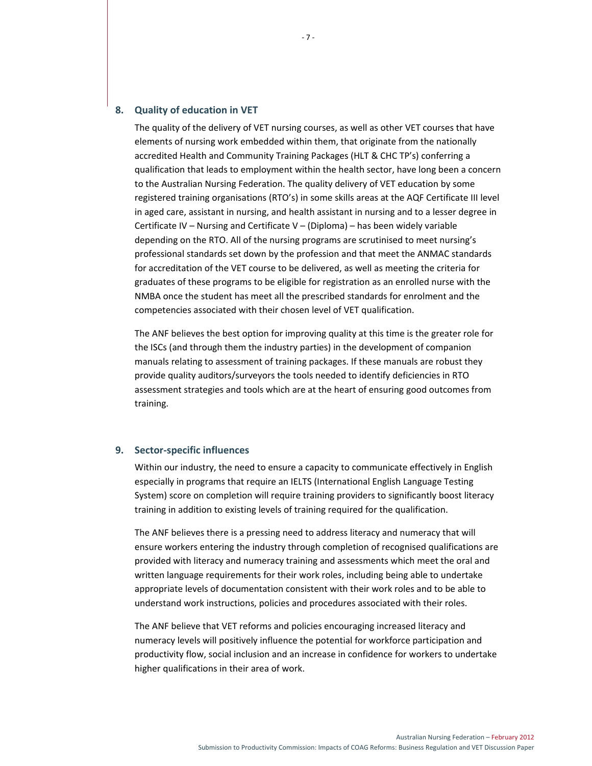## 8. Quality of education in VET

The quality of the delivery of VET nursing courses, as well as other VET courses that have elements of nursing work embedded within them, that originate from the nationally accredited Health and Community Training Packages (HLT & CHC TP's) conferring a qualification that leads to employment within the health sector, have long been a concern to the Australian Nursing Federation. The quality delivery of VET education by some registered training organisations (RTO's) in some skills areas at the AQF Certificate III level in aged care, assistant in nursing, and health assistant in nursing and to a lesser degree in Certificate IV – Nursing and Certificate V – (Diploma) – has been widely variable depending on the RTO. All of the nursing programs are scrutinised to meet nursing's professional standards set down by the profession and that meet the ANMAC standards for accreditation of the VET course to be delivered, as well as meeting the criteria for graduates of these programs to be eligible for registration as an enrolled nurse with the NMBA once the student has meet all the prescribed standards for enrolment and the competencies associated with their chosen level of VET qualification.

The ANF believes the best option for improving quality at this time is the greater role for the ISCs (and through them the industry parties) in the development of companion manuals relating to assessment of training packages. If these manuals are robust they provide quality auditors/surveyors the tools needed to identify deficiencies in RTO assessment strategies and tools which are at the heart of ensuring good outcomes from training.

## 9. Sector-specific influences

Within our industry, the need to ensure a capacity to communicate effectively in English especially in programs that require an IELTS (International English Language Testing System) score on completion will require training providers to significantly boost literacy training in addition to existing levels of training required for the qualification.

The ANF believes there is a pressing need to address literacy and numeracy that will ensure workers entering the industry through completion of recognised qualifications are provided with literacy and numeracy training and assessments which meet the oral and written language requirements for their work roles, including being able to undertake appropriate levels of documentation consistent with their work roles and to be able to understand work instructions, policies and procedures associated with their roles.

The ANF believe that VET reforms and policies encouraging increased literacy and numeracy levels will positively influence the potential for workforce participation and productivity flow, social inclusion and an increase in confidence for workers to undertake higher qualifications in their area of work.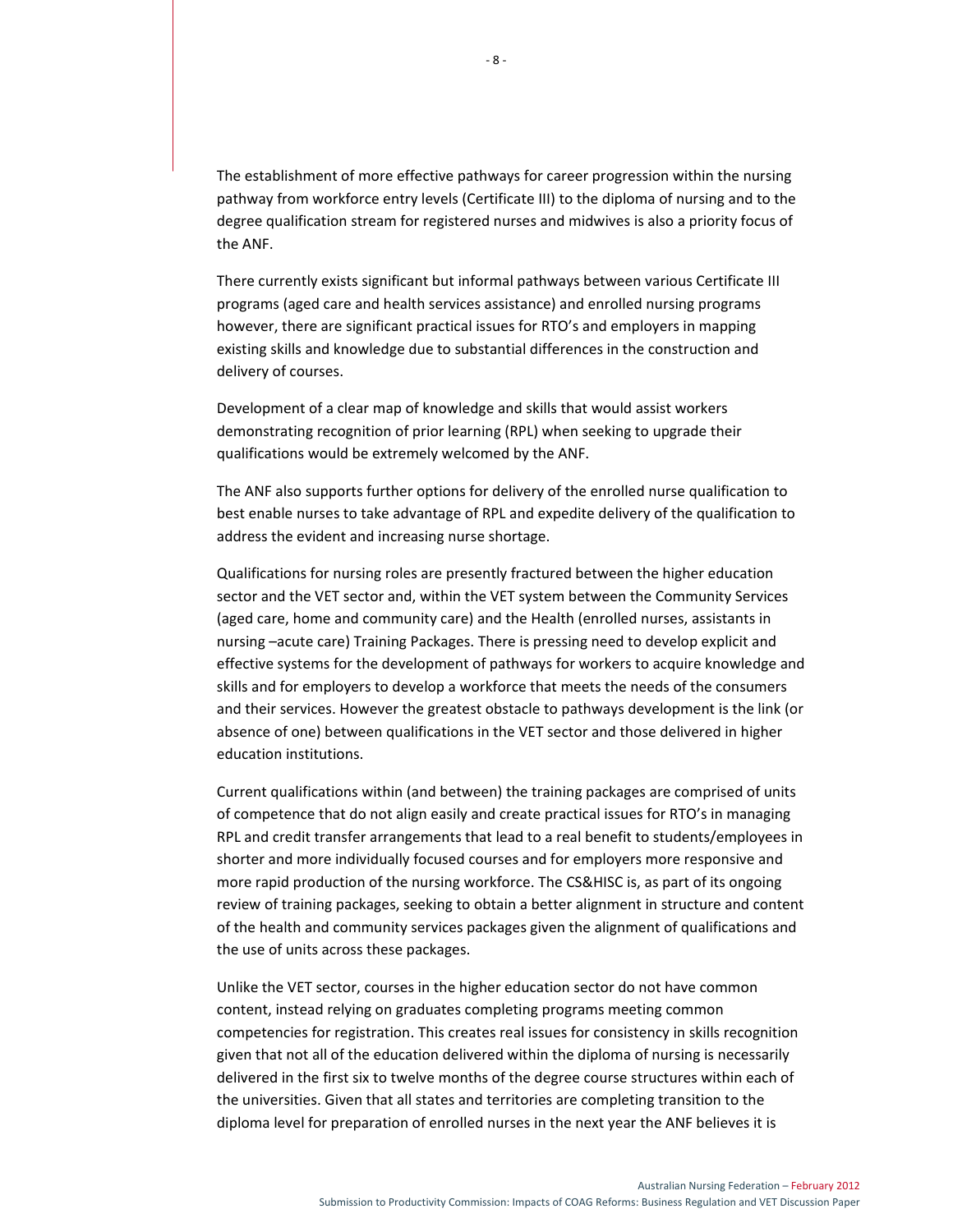The establishment of more effective pathways for career progression within the nursing pathway from workforce entry levels (Certificate III) to the diploma of nursing and to the degree qualification stream for registered nurses and midwives is also a priority focus of the ANF.

There currently exists significant but informal pathways between various Certificate III programs (aged care and health services assistance) and enrolled nursing programs however, there are significant practical issues for RTO's and employers in mapping existing skills and knowledge due to substantial differences in the construction and delivery of courses.

Development of a clear map of knowledge and skills that would assist workers demonstrating recognition of prior learning (RPL) when seeking to upgrade their qualifications would be extremely welcomed by the ANF.

The ANF also supports further options for delivery of the enrolled nurse qualification to best enable nurses to take advantage of RPL and expedite delivery of the qualification to address the evident and increasing nurse shortage.

Qualifications for nursing roles are presently fractured between the higher education sector and the VET sector and, within the VET system between the Community Services (aged care, home and community care) and the Health (enrolled nurses, assistants in nursing –acute care) Training Packages. There is pressing need to develop explicit and effective systems for the development of pathways for workers to acquire knowledge and skills and for employers to develop a workforce that meets the needs of the consumers and their services. However the greatest obstacle to pathways development is the link (or absence of one) between qualifications in the VET sector and those delivered in higher education institutions.

Current qualifications within (and between) the training packages are comprised of units of competence that do not align easily and create practical issues for RTO's in managing RPL and credit transfer arrangements that lead to a real benefit to students/employees in shorter and more individually focused courses and for employers more responsive and more rapid production of the nursing workforce. The CS&HISC is, as part of its ongoing review of training packages, seeking to obtain a better alignment in structure and content of the health and community services packages given the alignment of qualifications and the use of units across these packages.

Unlike the VET sector, courses in the higher education sector do not have common content, instead relying on graduates completing programs meeting common competencies for registration. This creates real issues for consistency in skills recognition given that not all of the education delivered within the diploma of nursing is necessarily delivered in the first six to twelve months of the degree course structures within each of the universities. Given that all states and territories are completing transition to the diploma level for preparation of enrolled nurses in the next year the ANF believes it is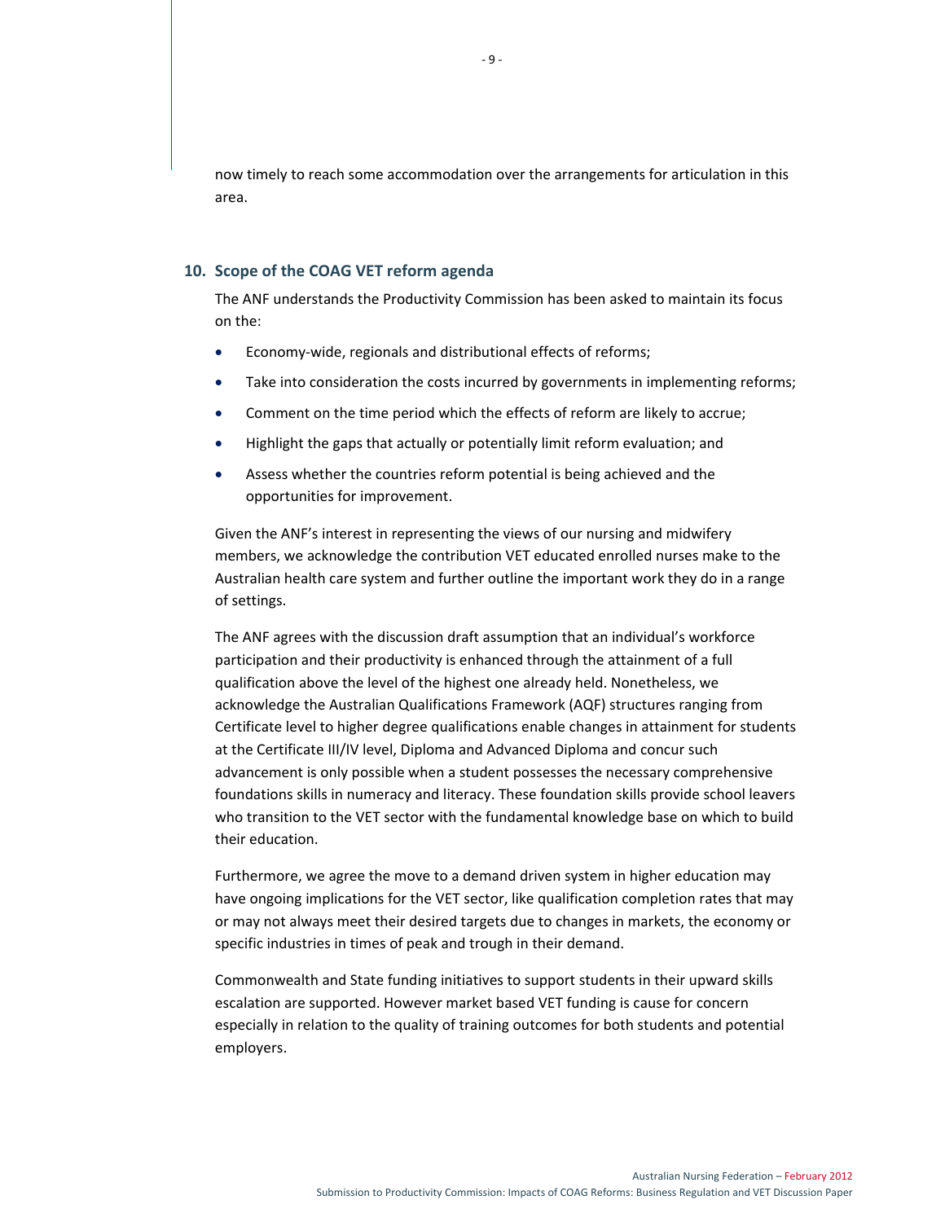now timely to reach some accommodation over the arrangements for articulation in this area.

## 10. Scope of the COAG VET reform agenda

The ANF understands the Productivity Commission has been asked to maintain its focus on the:

- Economy-wide, regionals and distributional effects of reforms;
- Take into consideration the costs incurred by governments in implementing reforms;
- Comment on the time period which the effects of reform are likely to accrue;
- Highlight the gaps that actually or potentially limit reform evaluation; and
- Assess whether the countries reform potential is being achieved and the opportunities for improvement.

Given the ANF's interest in representing the views of our nursing and midwifery members, we acknowledge the contribution VET educated enrolled nurses make to the Australian health care system and further outline the important work they do in a range of settings.

The ANF agrees with the discussion draft assumption that an individual's workforce participation and their productivity is enhanced through the attainment of a full qualification above the level of the highest one already held. Nonetheless, we acknowledge the Australian Qualifications Framework (AQF) structures ranging from Certificate level to higher degree qualifications enable changes in attainment for students at the Certificate III/IV level, Diploma and Advanced Diploma and concur such advancement is only possible when a student possesses the necessary comprehensive foundations skills in numeracy and literacy. These foundation skills provide school leavers who transition to the VET sector with the fundamental knowledge base on which to build their education.

Furthermore, we agree the move to a demand driven system in higher education may have ongoing implications for the VET sector, like qualification completion rates that may or may not always meet their desired targets due to changes in markets, the economy or specific industries in times of peak and trough in their demand.

Commonwealth and State funding initiatives to support students in their upward skills escalation are supported. However market based VET funding is cause for concern especially in relation to the quality of training outcomes for both students and potential employers.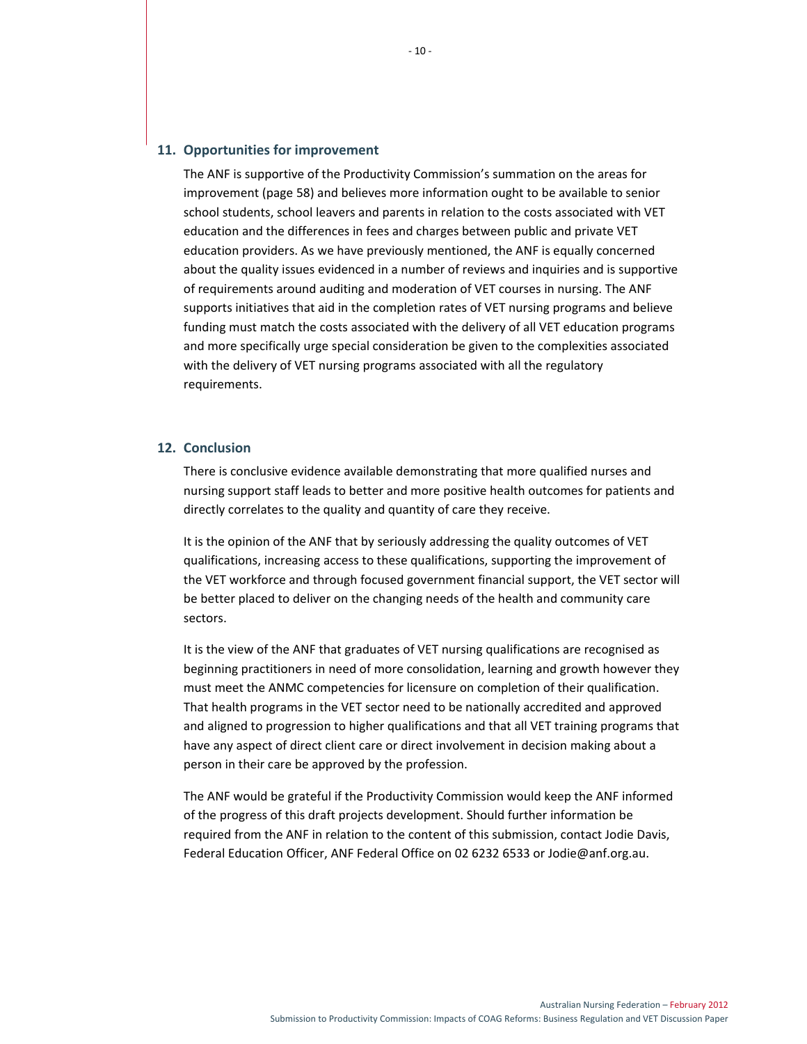## 11. Opportunities for improvement

The ANF is supportive of the Productivity Commission's summation on the areas for improvement (page 58) and believes more information ought to be available to senior school students, school leavers and parents in relation to the costs associated with VET education and the differences in fees and charges between public and private VET education providers. As we have previously mentioned, the ANF is equally concerned about the quality issues evidenced in a number of reviews and inquiries and is supportive of requirements around auditing and moderation of VET courses in nursing. The ANF supports initiatives that aid in the completion rates of VET nursing programs and believe funding must match the costs associated with the delivery of all VET education programs and more specifically urge special consideration be given to the complexities associated with the delivery of VET nursing programs associated with all the regulatory requirements.

## 12. Conclusion

There is conclusive evidence available demonstrating that more qualified nurses and nursing support staff leads to better and more positive health outcomes for patients and directly correlates to the quality and quantity of care they receive.

It is the opinion of the ANF that by seriously addressing the quality outcomes of VET qualifications, increasing access to these qualifications, supporting the improvement of the VET workforce and through focused government financial support, the VET sector will be better placed to deliver on the changing needs of the health and community care sectors.

It is the view of the ANF that graduates of VET nursing qualifications are recognised as beginning practitioners in need of more consolidation, learning and growth however they must meet the ANMC competencies for licensure on completion of their qualification. That health programs in the VET sector need to be nationally accredited and approved and aligned to progression to higher qualifications and that all VET training programs that have any aspect of direct client care or direct involvement in decision making about a person in their care be approved by the profession.

The ANF would be grateful if the Productivity Commission would keep the ANF informed of the progress of this draft projects development. Should further information be required from the ANF in relation to the content of this submission, contact Jodie Davis, Federal Education Officer, ANF Federal Office on 02 6232 6533 or Jodie@anf.org.au.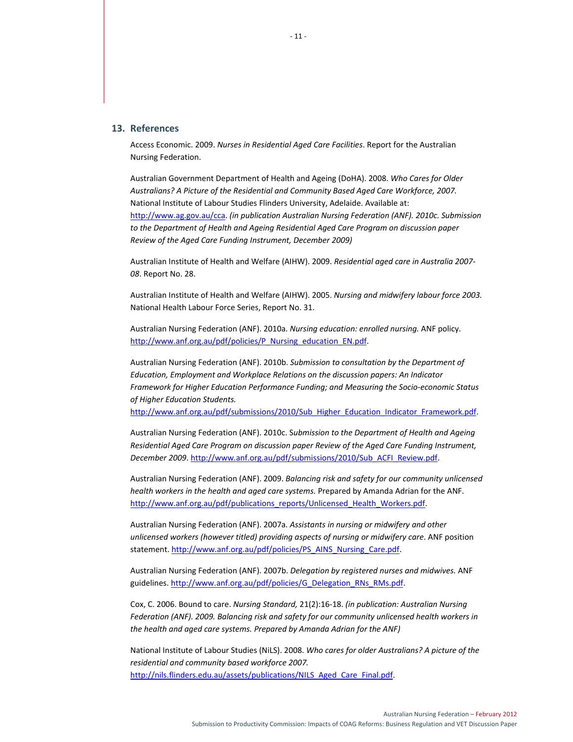## 13. References

Access Economic. 2009. *Nurses in Residential Aged Care Facilities*. Report for the Australian Nursing Federation.

Australian Government Department of Health and Ageing (DoHA). 2008. *Who Cares for Older Australians? A Picture of the Residential and Community Based Aged Care Workforce, 2007.* National Institute of Labour Studies Flinders University, Adelaide. Available at: http://www.ag.gov.au/cca. *(in publication Australian Nursing Federation (ANF). 2010c. Submission to the Department of Health and Ageing Residential Aged Care Program on discussion paper Review of the Aged Care Funding Instrument, December 2009)*

Australian Institute of Health and Welfare (AIHW). 2009. *Residential aged care in Australia 2007-08*. Report No. 28.

Australian Institute of Health and Welfare (AIHW). 2005. *Nursing and midwifery labour force 2003.* National Health Labour Force Series, Report No. 31.

Australian Nursing Federation (ANF). 2010a. *Nursing education: enrolled nursing.* ANF policy. http://www.anf.org.au/pdf/policies/P_Nursing_education_EN.pdf.

Australian Nursing Federation (ANF). 2010b. *Submission to consultation by the Department of Education, Employment and Workplace Relations on the discussion papers: An Indicator Framework for Higher Education Performance Funding; and Measuring the Socio-economic Status of Higher Education Students.* http://www.anf.org.au/pdf/submissions/2010/Sub_Higher_Education_Indicator_Framework.pdf.

Australian Nursing Federation (ANF). 2010c. S*ubmission to the Department of Health and Ageing Residential Aged Care Program on discussion paper Review of the Aged Care Funding Instrument, December 2009*. http://www.anf.org.au/pdf/submissions/2010/Sub_ACFI_Review.pdf.

Australian Nursing Federation (ANF). 2009. *Balancing risk and safety for our community unlicensed health workers in the health and aged care systems.* Prepared by Amanda Adrian for the ANF. http://www.anf.org.au/pdf/publications_reports/Unlicensed_Health_Workers.pdf.

Australian Nursing Federation (ANF). 2007a. *Assistants in nursing or midwifery and other unlicensed workers (however titled) providing aspects of nursing or midwifery care*. ANF position statement. http://www.anf.org.au/pdf/policies/PS_AINS_Nursing_Care.pdf.

Australian Nursing Federation (ANF). 2007b. *Delegation by registered nurses and midwives.* ANF guidelines. http://www.anf.org.au/pdf/policies/G_Delegation_RNs_RMs.pdf.

Cox, C. 2006. Bound to care. *Nursing Standard,* 21(2):16-18. *(in publication: Australian Nursing Federation (ANF). 2009. Balancing risk and safety for our community unlicensed health workers in the health and aged care systems. Prepared by Amanda Adrian for the ANF)*

National Institute of Labour Studies (NiLS). 2008. *Who cares for older Australians? A picture of the residential and community based workforce 2007.* http://nils.flinders.edu.au/assets/publications/NILS_Aged_Care_Final.pdf.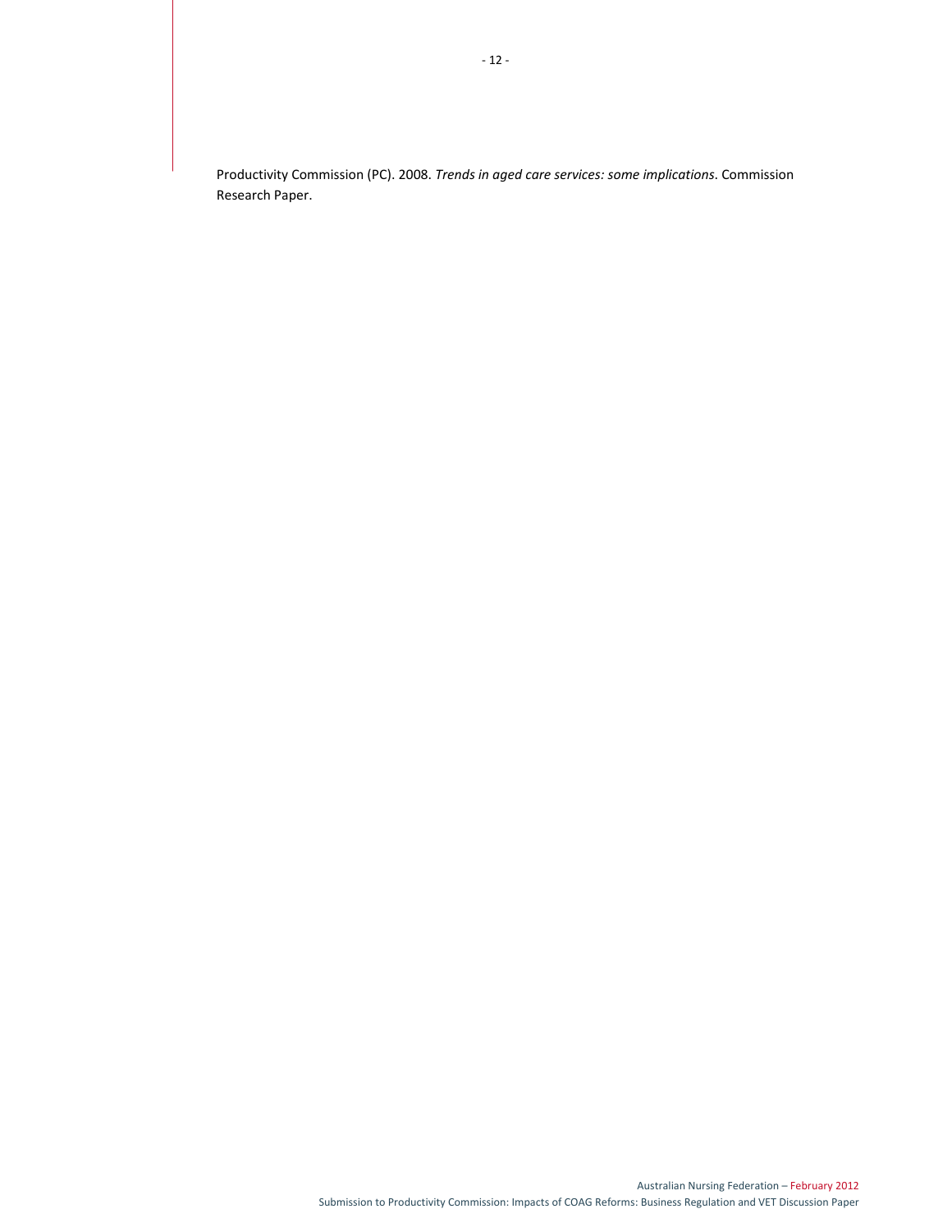Productivity Commission (PC). 2008. *Trends in aged care services: some implications*. Commission Research Paper.